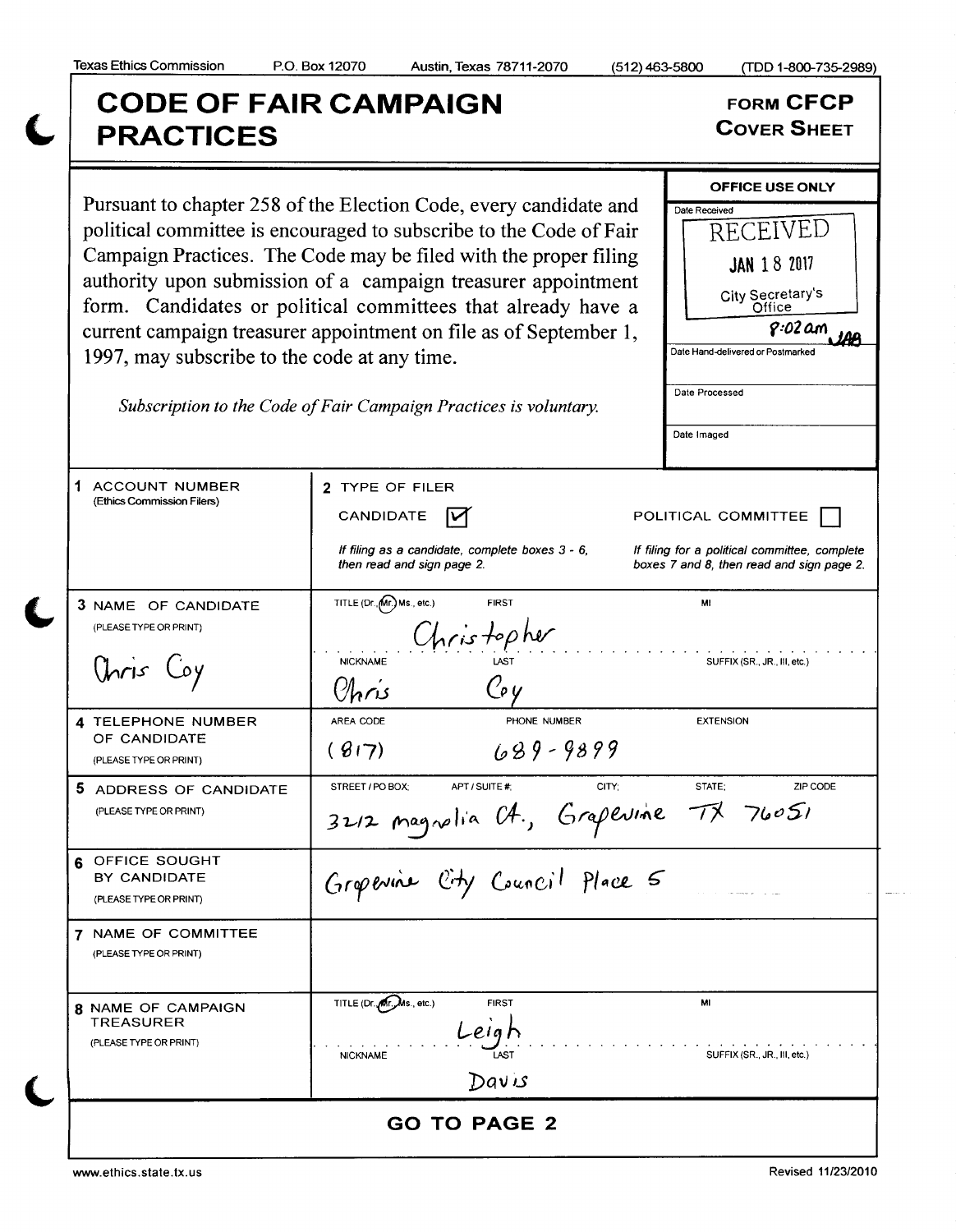Texas Ethics Commission P.O. Box 12070 Austin, Texas 78711-2070 (512) 463-5800 (TDD 1-800-735-2989)

# CODE OF FAIR CAMPAIGN PRACTICES

**FORM CFCP**
**COVER SHEET**

Pursuant to chapter 258 of the Election Code, every candidate and political committee is encouraged to subscribe to the Code of Fair Campaign Practices. The Code may be filed with the proper filing authority upon submission of a campaign treasurer appointment form. Candidates or political committees that already have a current campaign treasurer appointment on file as of September 1, 1997, may subscribe to the code at any time.

*Subscription to the Code of Fair Campaign Practices is voluntary.*

**OFFICE USE ONLY**

Date Received: RECEIVED JAN 18 2017 City Secretary's Office 8:02 am JAB

Date Hand-delivered or Postmarked:

Date Processed:

Date Imaged:

| | |
|---|---|
| 1 ACCOUNT NUMBER (Ethics Commission Filers) | 2 TYPE OF FILER: CANDIDATE [X] POLITICAL COMMITTEE [ ]<br>*If filing as a candidate, complete boxes 3 - 6, then read and sign page 2.* *If filing for a political committee, complete boxes 7 and 8, then read and sign page 2.* |
| 3 NAME OF CANDIDATE (PLEASE TYPE OR PRINT)<br>Chris Coy | TITLE (Dr., Mr., Ms., etc.): Mr.<br>FIRST: Christopher<br>MI:<br>NICKNAME: Chris<br>LAST: Coy<br>SUFFIX (SR., JR., III, etc.): |
| 4 TELEPHONE NUMBER OF CANDIDATE (PLEASE TYPE OR PRINT) | AREA CODE: (817) PHONE NUMBER: 689-9899 EXTENSION: |
| 5 ADDRESS OF CANDIDATE (PLEASE TYPE OR PRINT) | STREET / PO BOX; APT / SUITE #; CITY; STATE; ZIP CODE<br>3212 Magnolia Ct., Grapevine TX 76051 |
| 6 OFFICE SOUGHT BY CANDIDATE (PLEASE TYPE OR PRINT) | Grapevine City Council Place 5 |
| 7 NAME OF COMMITTEE (PLEASE TYPE OR PRINT) | |
| 8 NAME OF CAMPAIGN TREASURER (PLEASE TYPE OR PRINT) | TITLE (Dr., Mr., Ms., etc.): Mr.<br>FIRST: Leigh<br>MI:<br>NICKNAME:<br>LAST: Davis<br>SUFFIX (SR., JR., III, etc.): |

**GO TO PAGE 2**

www.ethics.state.tx.us Revised 11/23/2010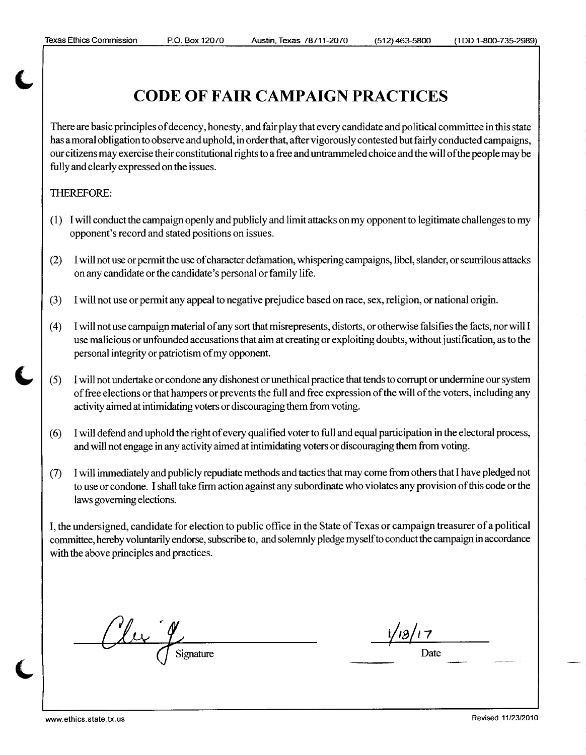# CODE OF FAIR CAMPAIGN PRACTICES

There are basic principles of decency, honesty, and fair play that every candidate and political committee in this state has a moral obligation to observe and uphold, in order that, after vigorously contested but fairly conducted campaigns, our citizens may exercise their constitutional rights to a free and untrammeled choice and the will of the people may be fully and clearly expressed on the issues.

THEREFORE:

(1) I will conduct the campaign openly and publicly and limit attacks on my opponent to legitimate challenges to my opponent's record and stated positions on issues.

(2) I will not use or permit the use of character defamation, whispering campaigns, libel, slander, or scurrilous attacks on any candidate or the candidate's personal or family life.

(3) I will not use or permit any appeal to negative prejudice based on race, sex, religion, or national origin.

(4) I will not use campaign material of any sort that misrepresents, distorts, or otherwise falsifies the facts, nor will I use malicious or unfounded accusations that aim at creating or exploiting doubts, without justification, as to the personal integrity or patriotism of my opponent.

(5) I will not undertake or condone any dishonest or unethical practice that tends to corrupt or undermine our system of free elections or that hampers or prevents the full and free expression of the will of the voters, including any activity aimed at intimidating voters or discouraging them from voting.

(6) I will defend and uphold the right of every qualified voter to full and equal participation in the electoral process, and will not engage in any activity aimed at intimidating voters or discouraging them from voting.

(7) I will immediately and publicly repudiate methods and tactics that may come from others that I have pledged not to use or condone. I shall take firm action against any subordinate who violates any provision of this code or the laws governing elections.

I, the undersigned, candidate for election to public office in the State of Texas or campaign treasurer of a political committee, hereby voluntarily endorse, subscribe to, and solemnly pledge myself to conduct the campaign in accordance with the above principles and practices.

Signature: [signature]

Date: 1/18/17